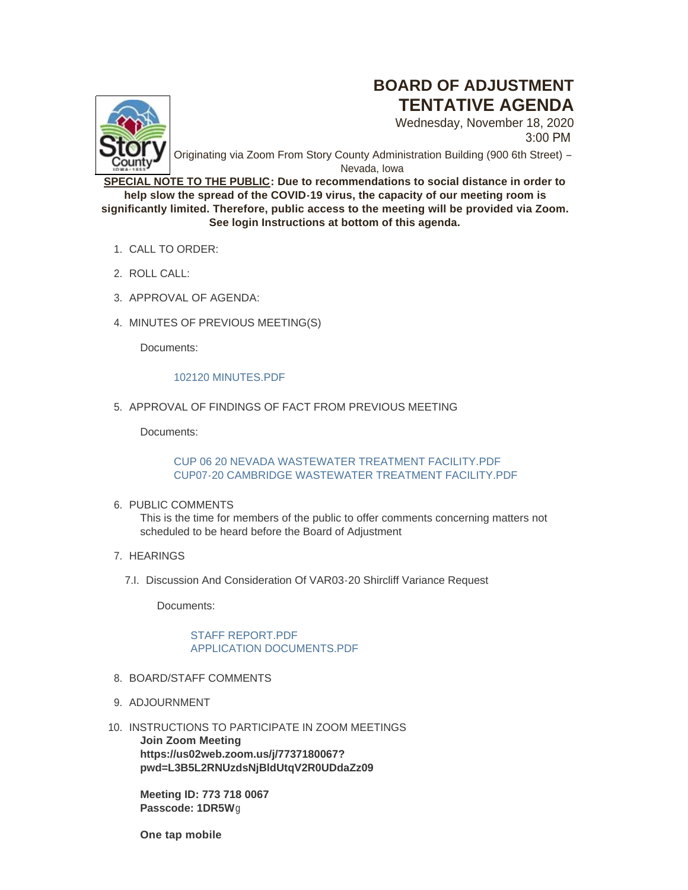# BOARD OF ADJUSTMENT TENTATIVE AGENDA

Wednesday, November 18, 2020
3:00 PM

Originating via Zoom From Story County Administration Building (900 6th Street) – Nevada, Iowa

**SPECIAL NOTE TO THE PUBLIC: Due to recommendations to social distance in order to help slow the spread of the COVID-19 virus, the capacity of our meeting room is significantly limited. Therefore, public access to the meeting will be provided via Zoom. See login Instructions at bottom of this agenda.**

1. CALL TO ORDER:
2. ROLL CALL:
3. APPROVAL OF AGENDA:
4. MINUTES OF PREVIOUS MEETING(S)

   Documents:

   102120 MINUTES.PDF

5. APPROVAL OF FINDINGS OF FACT FROM PREVIOUS MEETING

   Documents:

   CUP 06 20 NEVADA WASTEWATER TREATMENT FACILITY.PDF
   CUP07-20 CAMBRIDGE WASTEWATER TREATMENT FACILITY.PDF

6. PUBLIC COMMENTS

   This is the time for members of the public to offer comments concerning matters not scheduled to be heard before the Board of Adjustment

7. HEARINGS

   7.I. Discussion And Consideration Of VAR03-20 Shircliff Variance Request

   Documents:

   STAFF REPORT.PDF
   APPLICATION DOCUMENTS.PDF

8. BOARD/STAFF COMMENTS
9. ADJOURNMENT
10. INSTRUCTIONS TO PARTICIPATE IN ZOOM MEETINGS

    **Join Zoom Meeting**
    **https://us02web.zoom.us/j/7737180067?pwd=L3B5L2RNUzdsNjBldUtqV2R0UDdaZz09**

    **Meeting ID: 773 718 0067**
    **Passcode: 1DR5Wg**

    **One tap mobile**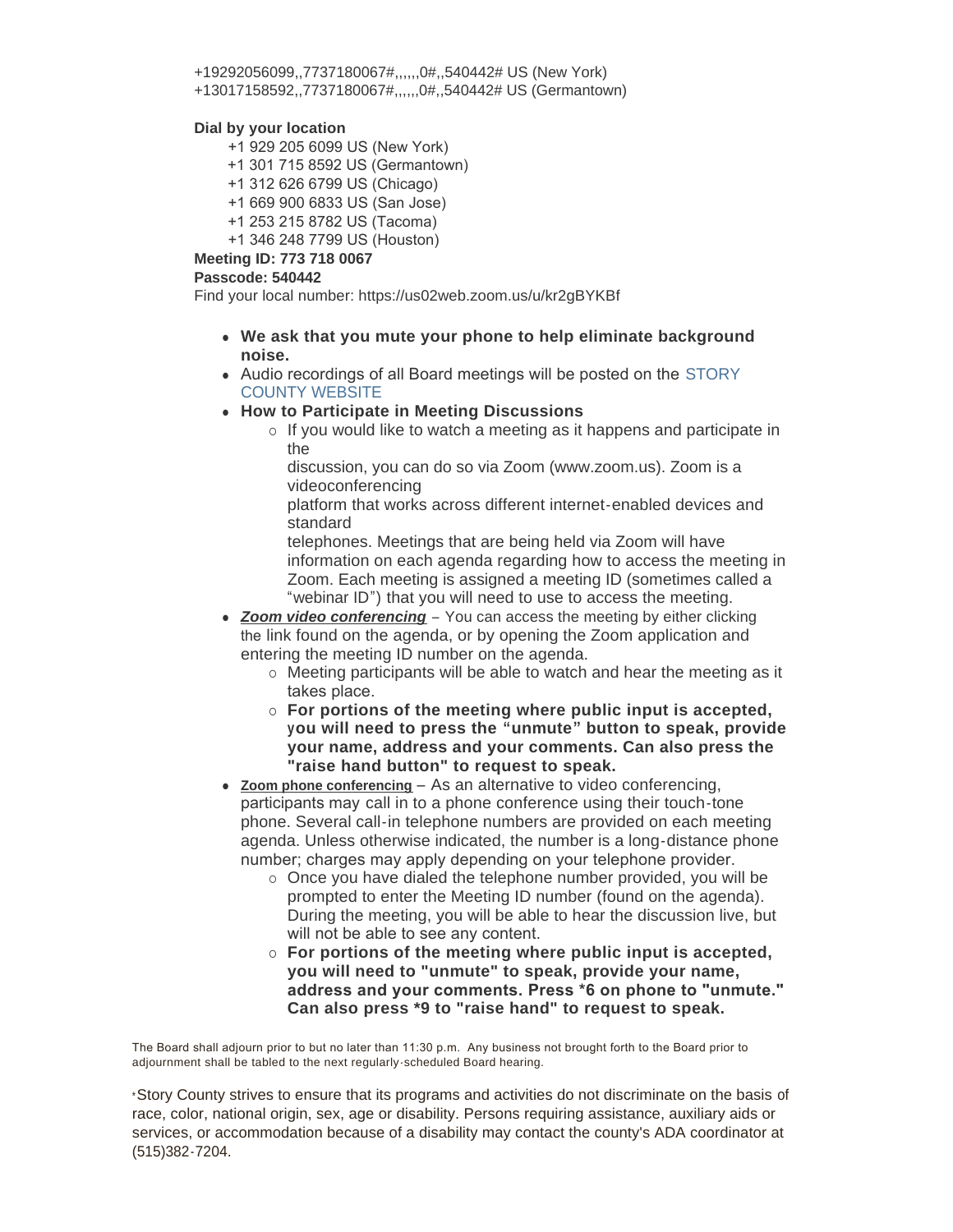+19292056099,,7737180067#,,,,,,0#,,540442# US (New York)
+13017158592,,7737180067#,,,,,,0#,,540442# US (Germantown)

**Dial by your location**

+1 929 205 6099 US (New York)
+1 301 715 8592 US (Germantown)
+1 312 626 6799 US (Chicago)
+1 669 900 6833 US (San Jose)
+1 253 215 8782 US (Tacoma)
+1 346 248 7799 US (Houston)

**Meeting ID: 773 718 0067**
**Passcode: 540442**
Find your local number: https://us02web.zoom.us/u/kr2gBYKBf

- **We ask that you mute your phone to help eliminate background noise.**
- Audio recordings of all Board meetings will be posted on the STORY COUNTY WEBSITE
- **How to Participate in Meeting Discussions**
  - If you would like to watch a meeting as it happens and participate in the discussion, you can do so via Zoom (www.zoom.us). Zoom is a videoconferencing platform that works across different internet-enabled devices and standard telephones. Meetings that are being held via Zoom will have information on each agenda regarding how to access the meeting in Zoom. Each meeting is assigned a meeting ID (sometimes called a "webinar ID") that you will need to use to access the meeting.
- ***Zoom video conferencing*** – You can access the meeting by either clicking the link found on the agenda, or by opening the Zoom application and entering the meeting ID number on the agenda.
  - Meeting participants will be able to watch and hear the meeting as it takes place.
  - **For portions of the meeting where public input is accepted, you will need to press the "unmute" button to speak, provide your name, address and your comments. Can also press the "raise hand button" to request to speak.**
- **Zoom phone conferencing** – As an alternative to video conferencing, participants may call in to a phone conference using their touch-tone phone. Several call-in telephone numbers are provided on each meeting agenda. Unless otherwise indicated, the number is a long-distance phone number; charges may apply depending on your telephone provider.
  - Once you have dialed the telephone number provided, you will be prompted to enter the Meeting ID number (found on the agenda). During the meeting, you will be able to hear the discussion live, but will not be able to see any content.
  - **For portions of the meeting where public input is accepted, you will need to "unmute" to speak, provide your name, address and your comments. Press *6 on phone to "unmute." Can also press *9 to "raise hand" to request to speak.**

The Board shall adjourn prior to but no later than 11:30 p.m. Any business not brought forth to the Board prior to adjournment shall be tabled to the next regularly-scheduled Board hearing.

*Story County strives to ensure that its programs and activities do not discriminate on the basis of race, color, national origin, sex, age or disability. Persons requiring assistance, auxiliary aids or services, or accommodation because of a disability may contact the county's ADA coordinator at (515)382-7204.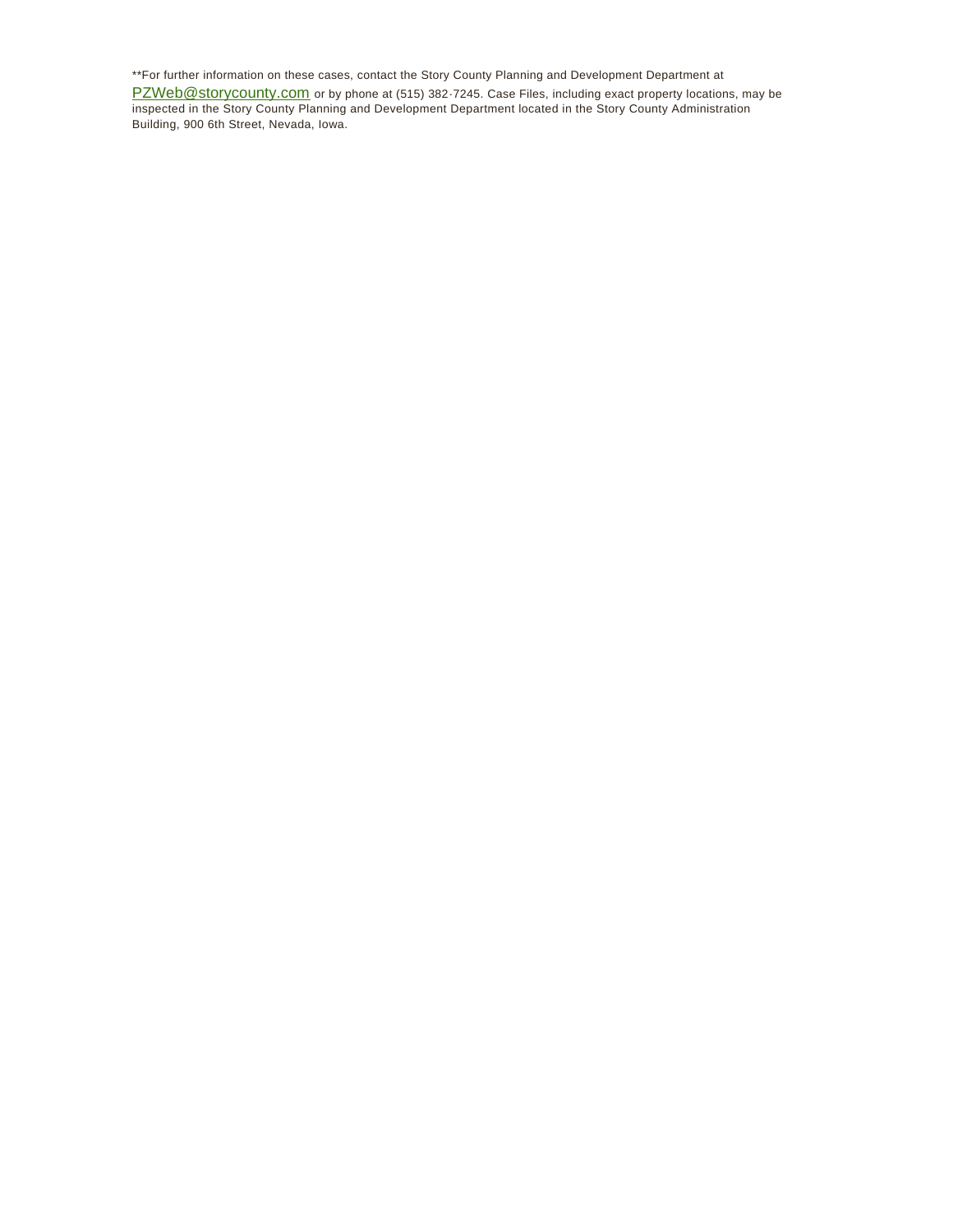**For further information on these cases, contact the Story County Planning and Development Department at PZWeb@storycounty.com or by phone at (515) 382-7245. Case Files, including exact property locations, may be inspected in the Story County Planning and Development Department located in the Story County Administration Building, 900 6th Street, Nevada, Iowa.